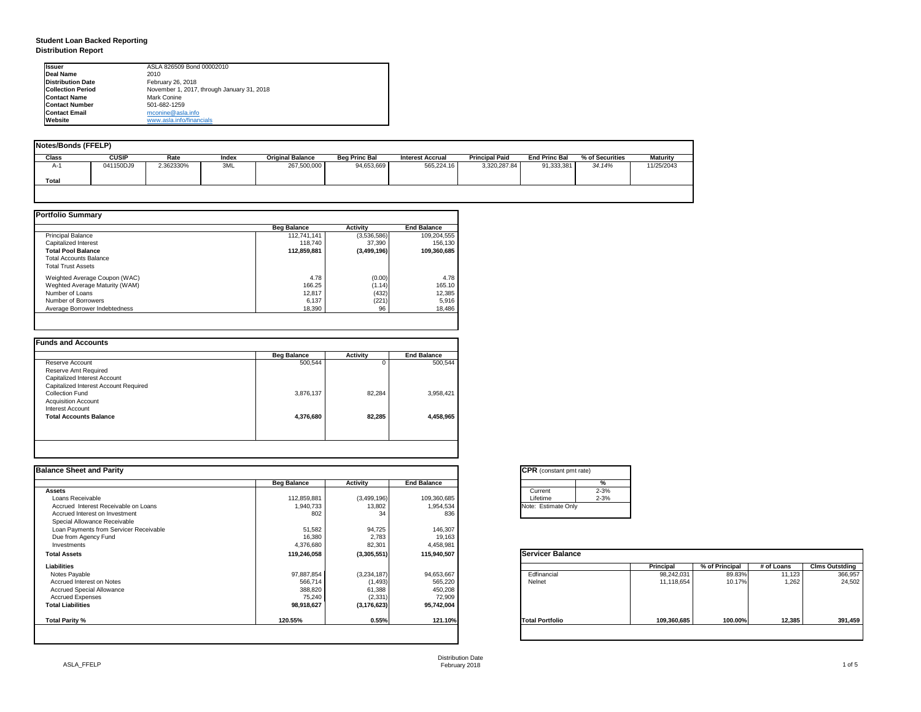# Student Loan Backed Reporting

## Distribution Report

| | |
|---|---|
| **Issuer** | ASLA 826509 Bond 00002010 |
| **Deal Name** | 2010 |
| **Distribution Date** | February 26, 2018 |
| **Collection Period** | November 1, 2017, through January 31, 2018 |
| **Contact Name** | Mark Conine |
| **Contact Number** | 501-682-1259 |
| **Contact Email** | mconine@asla.info |
| **Website** | www.asla.info/financials |

### Notes/Bonds (FFELP)

| Class | CUSIP | Rate | Index | Original Balance | Beg Princ Bal | Interest Accrual | Principal Paid | End Princ Bal | % of Securities | Maturity |
|---|---|---|---|---|---|---|---|---|---|---|
| A-1 | 041150DJ9 | 2.362330% | 3ML | 267,500,000 | 94,653,669 | 565,224.16 | 3,320,287.84 | 91,333,381 | *34.14%* | 11/25/2043 |
| **Total** | | | | | | | | | | |

### Portfolio Summary

| | Beg Balance | Activity | End Balance |
|---|---|---|---|
| Principal Balance | 112,741,141 | (3,536,586) | 109,204,555 |
| Capitalized Interest | 118,740 | 37,390 | 156,130 |
| **Total Pool Balance** | **112,859,881** | **(3,499,196)** | **109,360,685** |
| Total Accounts Balance | | | |
| Total Trust Assets | | | |
| Weighted Average Coupon (WAC) | 4.78 | (0.00) | 4.78 |
| Weghted Average Maturity (WAM) | 166.25 | (1.14) | 165.10 |
| Number of Loans | 12,817 | (432) | 12,385 |
| Number of Borrowers | 6,137 | (221) | 5,916 |
| Average Borrower Indebtedness | 18,390 | 96 | 18,486 |

### Funds and Accounts

| | Beg Balance | Activity | End Balance |
|---|---|---|---|
| Reserve Account | 500,544 | 0 | 500,544 |
| Reserve Amt Required | | | |
| Capitalized Interest Account | | | |
| Capitalized Interest Account Required | | | |
| Collection Fund | 3,876,137 | 82,284 | 3,958,421 |
| Acquisition Account | | | |
| Interest Account | | | |
| **Total Accounts Balance** | **4,376,680** | **82,285** | **4,458,965** |

### Balance Sheet and Parity

| | Beg Balance | Activity | End Balance |
|---|---|---|---|
| **Assets** | | | |
| Loans Receivable | 112,859,881 | (3,499,196) | 109,360,685 |
| Accrued Interest Receivable on Loans | 1,940,733 | 13,802 | 1,954,534 |
| Accrued Interest on Investment | 802 | 34 | 836 |
| Special Allowance Receivable | | | |
| Loan Payments from Servicer Receivable | 51,582 | 94,725 | 146,307 |
| Due from Agency Fund | 16,380 | 2,783 | 19,163 |
| Investments | 4,376,680 | 82,301 | 4,458,981 |
| **Total Assets** | **119,246,058** | **(3,305,551)** | **115,940,507** |
| **Liabilities** | | | |
| Notes Payable | 97,887,854 | (3,234,187) | 94,653,667 |
| Accrued Interest on Notes | 566,714 | (1,493) | 565,220 |
| Accrued Special Allowance | 388,820 | 61,388 | 450,208 |
| Accrued Expenses | 75,240 | (2,331) | 72,909 |
| **Total Liabilities** | **98,918,627** | **(3,176,623)** | **95,742,004** |
| **Total Parity %** | **120.55%** | **0.55%** | **121.10%** |

### CPR (constant pmt rate)

| | % |
|---|---|
| Current | 2-3% |
| Lifetime | 2-3% |

Note: Estimate Only

### Servicer Balance

| | Principal | % of Principal | # of Loans | Clms Outstding |
|---|---|---|---|---|
| Edfinancial | 98,242,031 | 89.83% | 11,123 | 366,957 |
| Nelnet | 11,118,654 | 10.17% | 1,262 | 24,502 |
| **Total Portfolio** | **109,360,685** | **100.00%** | **12,385** | **391,459** |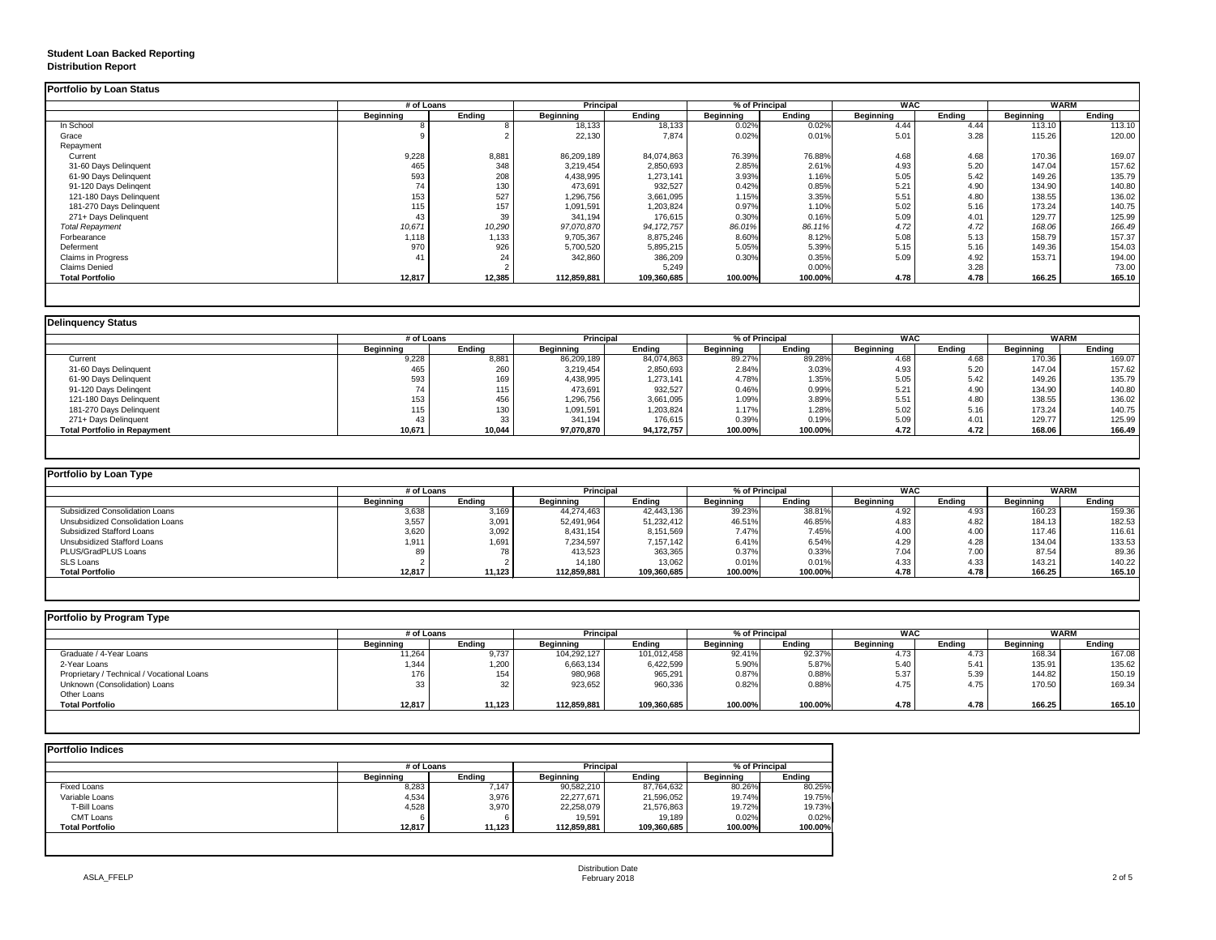**Student Loan Backed Reporting**
**Distribution Report**

## Portfolio by Loan Status

| | # of Loans | | Principal | | % of Principal | | WAC | | WARM | |
|---|---|---|---|---|---|---|---|---|---|---|
| | Beginning | Ending | Beginning | Ending | Beginning | Ending | Beginning | Ending | Beginning | Ending |
| In School | 8 | 8 | 18,133 | 18,133 | 0.02% | 0.02% | 4.44 | 4.44 | 113.10 | 113.10 |
| Grace | 9 | 2 | 22,130 | 7,874 | 0.02% | 0.01% | 5.01 | 3.28 | 115.26 | 120.00 |
| Repayment | | | | | | | | | | |
| Current | 9,228 | 8,881 | 86,209,189 | 84,074,863 | 76.39% | 76.88% | 4.68 | 4.68 | 170.36 | 169.07 |
| 31-60 Days Delinquent | 465 | 348 | 3,219,454 | 2,850,693 | 2.85% | 2.61% | 4.93 | 5.20 | 147.04 | 157.62 |
| 61-90 Days Delinquent | 593 | 208 | 4,438,995 | 1,273,141 | 3.93% | 1.16% | 5.05 | 5.42 | 149.26 | 135.79 |
| 91-120 Days Delingent | 74 | 130 | 473,691 | 932,527 | 0.42% | 0.85% | 5.21 | 4.90 | 134.90 | 140.80 |
| 121-180 Days Delinquent | 153 | 527 | 1,296,756 | 3,661,095 | 1.15% | 3.35% | 5.51 | 4.80 | 138.55 | 136.02 |
| 181-270 Days Delinquent | 115 | 157 | 1,091,591 | 1,203,824 | 0.97% | 1.10% | 5.02 | 5.16 | 173.24 | 140.75 |
| 271+ Days Delinquent | 43 | 39 | 341,194 | 176,615 | 0.30% | 0.16% | 5.09 | 4.01 | 129.77 | 125.99 |
| *Total Repayment* | *10,671* | *10,290* | *97,070,870* | *94,172,757* | *86.01%* | *86.11%* | *4.72* | *4.72* | *168.06* | *166.49* |
| Forbearance | 1,118 | 1,133 | 9,705,367 | 8,875,246 | 8.60% | 8.12% | 5.08 | 5.13 | 158.79 | 157.37 |
| Deferment | 970 | 926 | 5,700,520 | 5,895,215 | 5.05% | 5.39% | 5.15 | 5.16 | 149.36 | 154.03 |
| Claims in Progress | 41 | 24 | 342,860 | 386,209 | 0.30% | 0.35% | 5.09 | 4.92 | 153.71 | 194.00 |
| Claims Denied | | 2 | | 5,249 | | 0.00% | | 3.28 | | 73.00 |
| **Total Portfolio** | **12,817** | **12,385** | **112,859,881** | **109,360,685** | **100.00%** | **100.00%** | **4.78** | **4.78** | **166.25** | **165.10** |

## Delinquency Status

| | # of Loans | | Principal | | % of Principal | | WAC | | WARM | |
|---|---|---|---|---|---|---|---|---|---|---|
| | Beginning | Ending | Beginning | Ending | Beginning | Ending | Beginning | Ending | Beginning | Ending |
| Current | 9,228 | 8,881 | 86,209,189 | 84,074,863 | 89.27% | 89.28% | 4.68 | 4.68 | 170.36 | 169.07 |
| 31-60 Days Delinquent | 465 | 260 | 3,219,454 | 2,850,693 | 2.84% | 3.03% | 4.93 | 5.20 | 147.04 | 157.62 |
| 61-90 Days Delinquent | 593 | 169 | 4,438,995 | 1,273,141 | 4.78% | 1.35% | 5.05 | 5.42 | 149.26 | 135.79 |
| 91-120 Days Delingent | 74 | 115 | 473,691 | 932,527 | 0.46% | 0.99% | 5.21 | 4.90 | 134.90 | 140.80 |
| 121-180 Days Delinquent | 153 | 456 | 1,296,756 | 3,661,095 | 1.09% | 3.89% | 5.51 | 4.80 | 138.55 | 136.02 |
| 181-270 Days Delinquent | 115 | 130 | 1,091,591 | 1,203,824 | 1.17% | 1.28% | 5.02 | 5.16 | 173.24 | 140.75 |
| 271+ Days Delinquent | 43 | 33 | 341,194 | 176,615 | 0.39% | 0.19% | 5.09 | 4.01 | 129.77 | 125.99 |
| **Total Portfolio in Repayment** | **10,671** | **10,044** | **97,070,870** | **94,172,757** | **100.00%** | **100.00%** | **4.72** | **4.72** | **168.06** | **166.49** |

## Portfolio by Loan Type

| | # of Loans | | Principal | | % of Principal | | WAC | | WARM | |
|---|---|---|---|---|---|---|---|---|---|---|
| | Beginning | Ending | Beginning | Ending | Beginning | Ending | Beginning | Ending | Beginning | Ending |
| Subsidized Consolidation Loans | 3,638 | 3,169 | 44,274,463 | 42,443,136 | 39.23% | 38.81% | 4.92 | 4.93 | 160.23 | 159.36 |
| Unsubsidized Consolidation Loans | 3,557 | 3,091 | 52,491,964 | 51,232,412 | 46.51% | 46.85% | 4.83 | 4.82 | 184.13 | 182.53 |
| Subsidized Stafford Loans | 3,620 | 3,092 | 8,431,154 | 8,151,569 | 7.47% | 7.45% | 4.00 | 4.00 | 117.46 | 116.61 |
| Unsubsidized Stafford Loans | 1,911 | 1,691 | 7,234,597 | 7,157,142 | 6.41% | 6.54% | 4.29 | 4.28 | 134.04 | 133.53 |
| PLUS/GradPLUS Loans | 89 | 78 | 413,523 | 363,365 | 0.37% | 0.33% | 7.04 | 7.00 | 87.54 | 89.36 |
| SLS Loans | 2 | 2 | 14,180 | 13,062 | 0.01% | 0.01% | 4.33 | 4.33 | 143.21 | 140.22 |
| **Total Portfolio** | **12,817** | **11,123** | **112,859,881** | **109,360,685** | **100.00%** | **100.00%** | **4.78** | **4.78** | **166.25** | **165.10** |

## Portfolio by Program Type

| | # of Loans | | Principal | | % of Principal | | WAC | | WARM | |
|---|---|---|---|---|---|---|---|---|---|---|
| | Beginning | Ending | Beginning | Ending | Beginning | Ending | Beginning | Ending | Beginning | Ending |
| Graduate / 4-Year Loans | 11,264 | 9,737 | 104,292,127 | 101,012,458 | 92.41% | 92.37% | 4.73 | 4.73 | 168.34 | 167.08 |
| 2-Year Loans | 1,344 | 1,200 | 6,663,134 | 6,422,599 | 5.90% | 5.87% | 5.40 | 5.41 | 135.91 | 135.62 |
| Proprietary / Technical / Vocational Loans | 176 | 154 | 980,968 | 965,291 | 0.87% | 0.88% | 5.37 | 5.39 | 144.82 | 150.19 |
| Unknown (Consolidation) Loans | 33 | 32 | 923,652 | 960,336 | 0.82% | 0.88% | 4.75 | 4.75 | 170.50 | 169.34 |
| Other Loans | | | | | | | | | | |
| **Total Portfolio** | **12,817** | **11,123** | **112,859,881** | **109,360,685** | **100.00%** | **100.00%** | **4.78** | **4.78** | **166.25** | **165.10** |

## Portfolio Indices

| | # of Loans | | Principal | | % of Principal | |
|---|---|---|---|---|---|---|
| | Beginning | Ending | Beginning | Ending | Beginning | Ending |
| Fixed Loans | 8,283 | 7,147 | 90,582,210 | 87,764,632 | 80.26% | 80.25% |
| Variable Loans | 4,534 | 3,976 | 22,277,671 | 21,596,052 | 19.74% | 19.75% |
| T-Bill Loans | 4,528 | 3,970 | 22,258,079 | 21,576,863 | 19.72% | 19.73% |
| CMT Loans | 6 | 6 | 19,591 | 19,189 | 0.02% | 0.02% |
| **Total Portfolio** | **12,817** | **11,123** | **112,859,881** | **109,360,685** | **100.00%** | **100.00%** |

ASLA_FFELP

Distribution Date
February 2018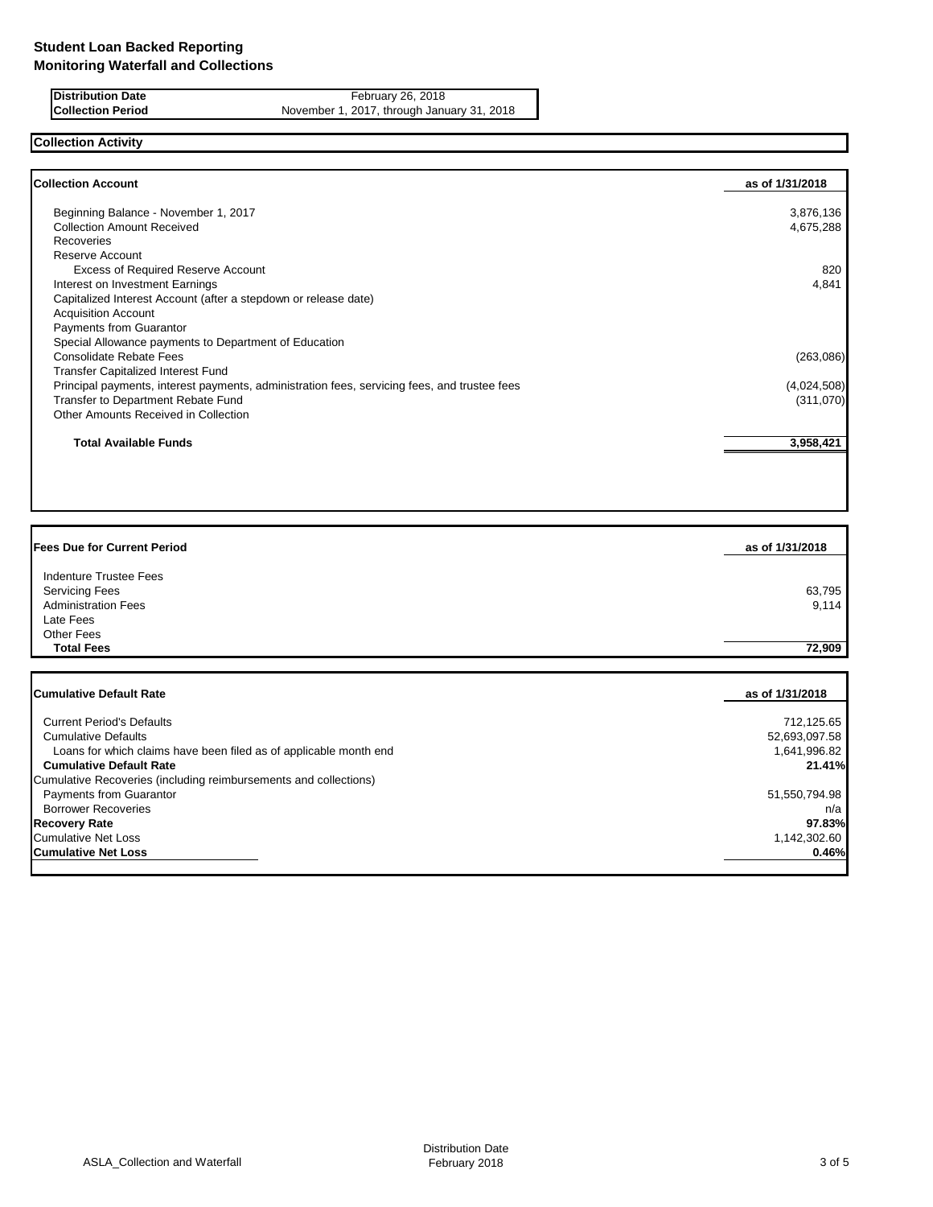# Student Loan Backed Reporting
## Monitoring Waterfall and Collections

| | |
|---|---|
| **Distribution Date** | February 26, 2018 |
| **Collection Period** | November 1, 2017, through January 31, 2018 |

## Collection Activity

| **Collection Account** | **as of 1/31/2018** |
|---|---|
| Beginning Balance - November 1, 2017 | 3,876,136 |
| Collection Amount Received | 4,675,288 |
| Recoveries | |
| Reserve Account | |
| Excess of Required Reserve Account | 820 |
| Interest on Investment Earnings | 4,841 |
| Capitalized Interest Account (after a stepdown or release date) | |
| Acquisition Account | |
| Payments from Guarantor | |
| Special Allowance payments to Department of Education | |
| Consolidate Rebate Fees | (263,086) |
| Transfer Capitalized Interest Fund | |
| Principal payments, interest payments, administration fees, servicing fees, and trustee fees | (4,024,508) |
| Transfer to Department Rebate Fund | (311,070) |
| Other Amounts Received in Collection | |
| **Total Available Funds** | **3,958,421** |

| **Fees Due for Current Period** | **as of 1/31/2018** |
|---|---|
| Indenture Trustee Fees | |
| Servicing Fees | 63,795 |
| Administration Fees | 9,114 |
| Late Fees | |
| Other Fees | |
| **Total Fees** | **72,909** |

| **Cumulative Default Rate** | **as of 1/31/2018** |
|---|---|
| Current Period's Defaults | 712,125.65 |
| Cumulative Defaults | 52,693,097.58 |
| Loans for which claims have been filed as of applicable month end | 1,641,996.82 |
| **Cumulative Default Rate** | **21.41%** |
| Cumulative Recoveries (including reimbursements and collections) | |
| Payments from Guarantor | 51,550,794.98 |
| Borrower Recoveries | n/a |
| **Recovery Rate** | **97.83%** |
| Cumulative Net Loss | 1,142,302.60 |
| **Cumulative Net Loss** | **0.46%** |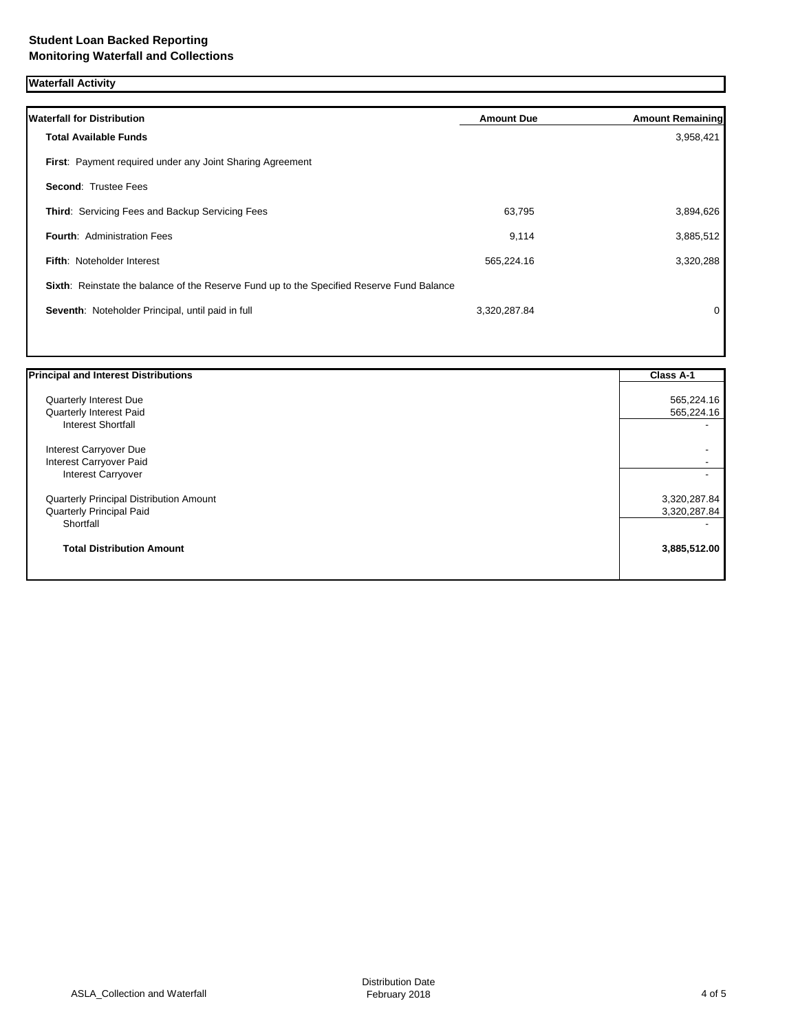**Student Loan Backed Reporting**
**Monitoring Waterfall and Collections**

**Waterfall Activity**

| Waterfall for Distribution | Amount Due | Amount Remaining |
|---|---|---|
| **Total Available Funds** | | 3,958,421 |
| **First**: Payment required under any Joint Sharing Agreement | | |
| **Second**: Trustee Fees | | |
| **Third**: Servicing Fees and Backup Servicing Fees | 63,795 | 3,894,626 |
| **Fourth**: Administration Fees | 9,114 | 3,885,512 |
| **Fifth**: Noteholder Interest | 565,224.16 | 3,320,288 |
| **Sixth**: Reinstate the balance of the Reserve Fund up to the Specified Reserve Fund Balance | | |
| **Seventh**: Noteholder Principal, until paid in full | 3,320,287.84 | 0 |

| Principal and Interest Distributions | Class A-1 |
|---|---|
| Quarterly Interest Due | 565,224.16 |
| Quarterly Interest Paid | 565,224.16 |
| Interest Shortfall | - |
| Interest Carryover Due | - |
| Interest Carryover Paid | - |
| Interest Carryover | - |
| Quarterly Principal Distribution Amount | 3,320,287.84 |
| Quarterly Principal Paid | 3,320,287.84 |
| Shortfall | - |
| **Total Distribution Amount** | **3,885,512.00** |

ASLA_Collection and Waterfall

Distribution Date
February 2018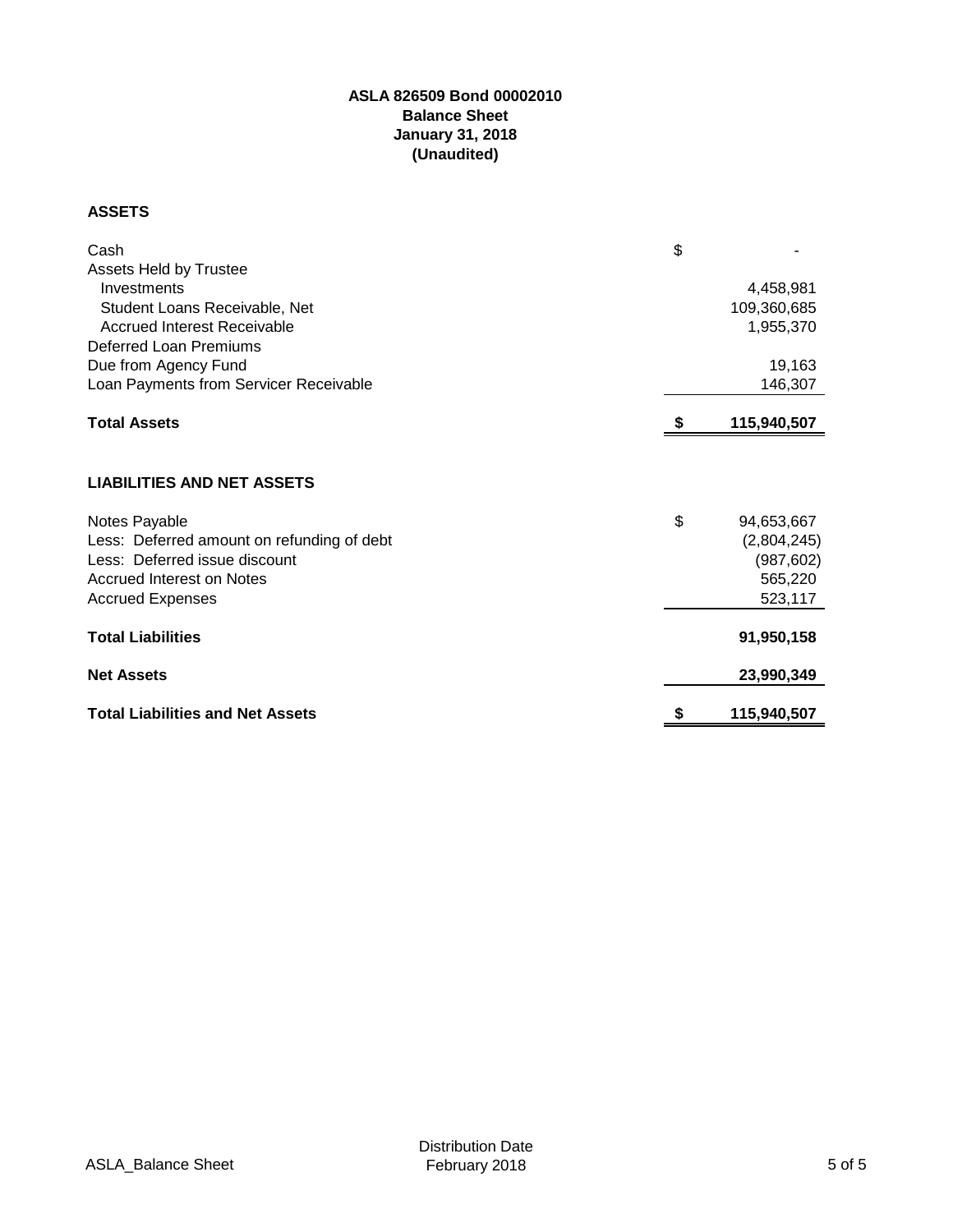**ASLA 826509 Bond 00002010**
**Balance Sheet**
**January 31, 2018**
**(Unaudited)**

**ASSETS**

| | | |
|---|---|---|
| Cash | $ | - |
| Assets Held by Trustee | | |
| Investments | | 4,458,981 |
| Student Loans Receivable, Net | | 109,360,685 |
| Accrued Interest Receivable | | 1,955,370 |
| Deferred Loan Premiums | | |
| Due from Agency Fund | | 19,163 |
| Loan Payments from Servicer Receivable | | 146,307 |
| **Total Assets** | **$** | **115,940,507** |

**LIABILITIES AND NET ASSETS**

| | | |
|---|---|---|
| Notes Payable | $ | 94,653,667 |
| Less: Deferred amount on refunding of debt | | (2,804,245) |
| Less: Deferred issue discount | | (987,602) |
| Accrued Interest on Notes | | 565,220 |
| Accrued Expenses | | 523,117 |
| **Total Liabilities** | | **91,950,158** |
| **Net Assets** | | **23,990,349** |
| **Total Liabilities and Net Assets** | **$** | **115,940,507** |

ASLA_Balance Sheet

Distribution Date
February 2018